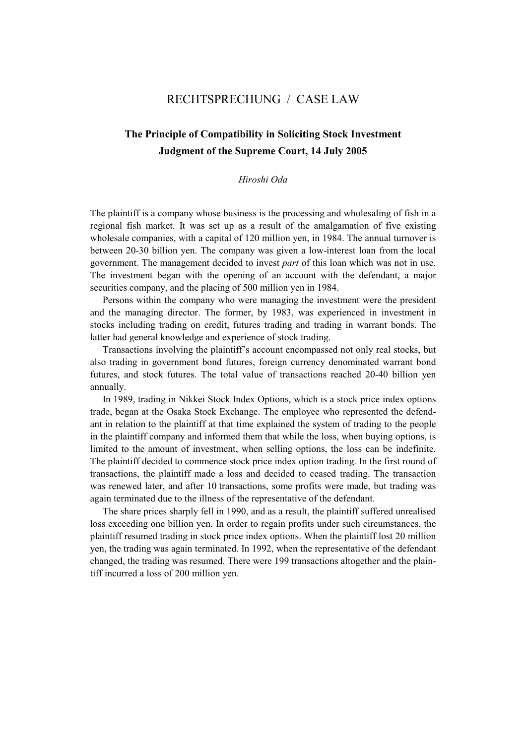# RECHTSPRECHUNG / CASE LAW

## The Principle of Compatibility in Soliciting Stock Investment
## Judgment of the Supreme Court, 14 July 2005

*Hiroshi Oda*

The plaintiff is a company whose business is the processing and wholesaling of fish in a regional fish market. It was set up as a result of the amalgamation of five existing wholesale companies, with a capital of 120 million yen, in 1984. The annual turnover is between 20-30 billion yen. The company was given a low-interest loan from the local government. The management decided to invest *part* of this loan which was not in use. The investment began with the opening of an account with the defendant, a major securities company, and the placing of 500 million yen in 1984.

Persons within the company who were managing the investment were the president and the managing director. The former, by 1983, was experienced in investment in stocks including trading on credit, futures trading and trading in warrant bonds. The latter had general knowledge and experience of stock trading.

Transactions involving the plaintiff's account encompassed not only real stocks, but also trading in government bond futures, foreign currency denominated warrant bond futures, and stock futures. The total value of transactions reached 20-40 billion yen annually.

In 1989, trading in Nikkei Stock Index Options, which is a stock price index options trade, began at the Osaka Stock Exchange. The employee who represented the defendant in relation to the plaintiff at that time explained the system of trading to the people in the plaintiff company and informed them that while the loss, when buying options, is limited to the amount of investment, when selling options, the loss can be indefinite. The plaintiff decided to commence stock price index option trading. In the first round of transactions, the plaintiff made a loss and decided to ceased trading. The transaction was renewed later, and after 10 transactions, some profits were made, but trading was again terminated due to the illness of the representative of the defendant.

The share prices sharply fell in 1990, and as a result, the plaintiff suffered unrealised loss exceeding one billion yen. In order to regain profits under such circumstances, the plaintiff resumed trading in stock price index options. When the plaintiff lost 20 million yen, the trading was again terminated. In 1992, when the representative of the defendant changed, the trading was resumed. There were 199 transactions altogether and the plaintiff incurred a loss of 200 million yen.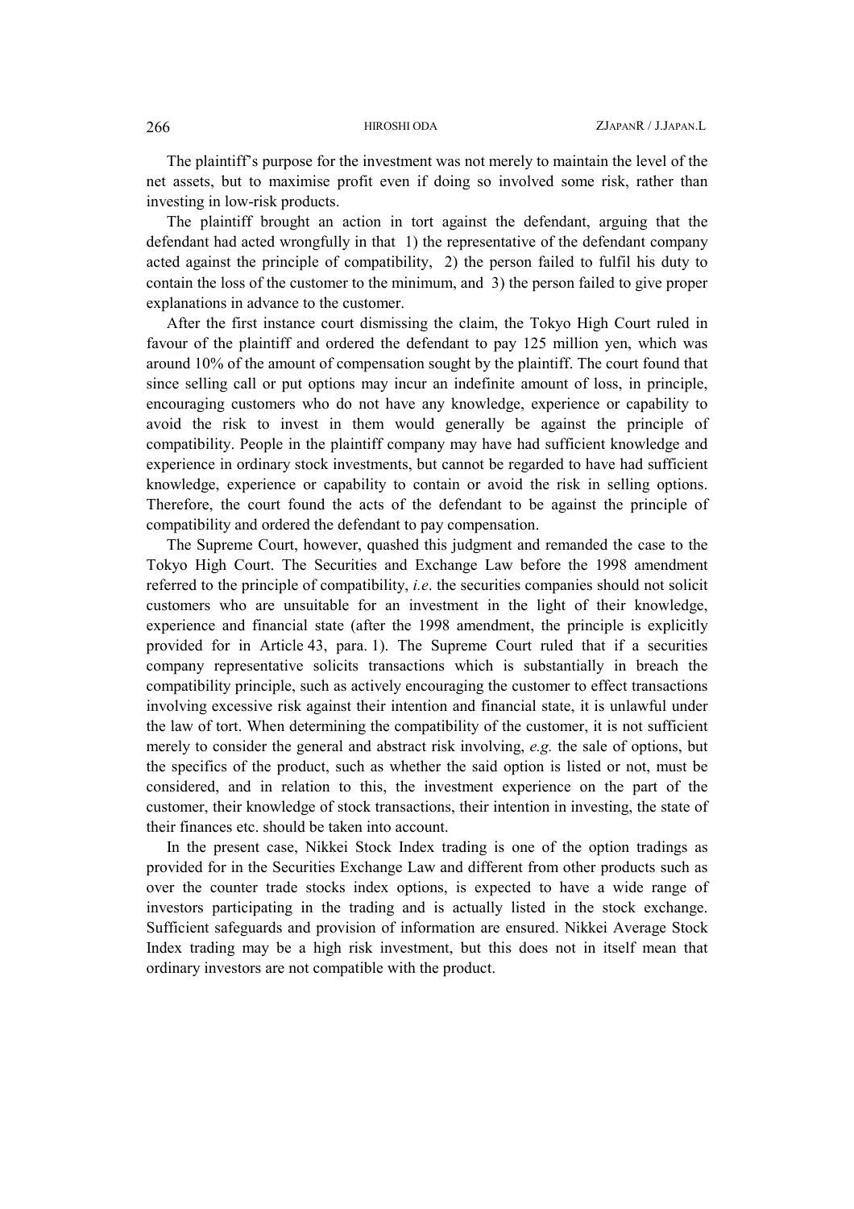The plaintiff's purpose for the investment was not merely to maintain the level of the net assets, but to maximise profit even if doing so involved some risk, rather than investing in low-risk products.

The plaintiff brought an action in tort against the defendant, arguing that the defendant had acted wrongfully in that 1) the representative of the defendant company acted against the principle of compatibility, 2) the person failed to fulfil his duty to contain the loss of the customer to the minimum, and 3) the person failed to give proper explanations in advance to the customer.

After the first instance court dismissing the claim, the Tokyo High Court ruled in favour of the plaintiff and ordered the defendant to pay 125 million yen, which was around 10% of the amount of compensation sought by the plaintiff. The court found that since selling call or put options may incur an indefinite amount of loss, in principle, encouraging customers who do not have any knowledge, experience or capability to avoid the risk to invest in them would generally be against the principle of compatibility. People in the plaintiff company may have had sufficient knowledge and experience in ordinary stock investments, but cannot be regarded to have had sufficient knowledge, experience or capability to contain or avoid the risk in selling options. Therefore, the court found the acts of the defendant to be against the principle of compatibility and ordered the defendant to pay compensation.

The Supreme Court, however, quashed this judgment and remanded the case to the Tokyo High Court. The Securities and Exchange Law before the 1998 amendment referred to the principle of compatibility, *i.e*. the securities companies should not solicit customers who are unsuitable for an investment in the light of their knowledge, experience and financial state (after the 1998 amendment, the principle is explicitly provided for in Article 43, para. 1). The Supreme Court ruled that if a securities company representative solicits transactions which is substantially in breach the compatibility principle, such as actively encouraging the customer to effect transactions involving excessive risk against their intention and financial state, it is unlawful under the law of tort. When determining the compatibility of the customer, it is not sufficient merely to consider the general and abstract risk involving, *e.g.* the sale of options, but the specifics of the product, such as whether the said option is listed or not, must be considered, and in relation to this, the investment experience on the part of the customer, their knowledge of stock transactions, their intention in investing, the state of their finances etc. should be taken into account.

In the present case, Nikkei Stock Index trading is one of the option tradings as provided for in the Securities Exchange Law and different from other products such as over the counter trade stocks index options, is expected to have a wide range of investors participating in the trading and is actually listed in the stock exchange. Sufficient safeguards and provision of information are ensured. Nikkei Average Stock Index trading may be a high risk investment, but this does not in itself mean that ordinary investors are not compatible with the product.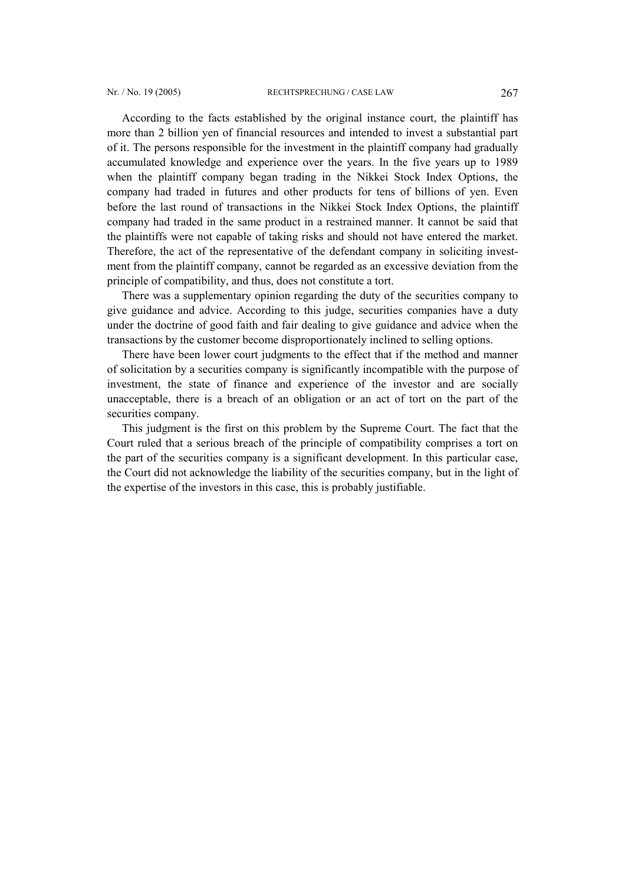According to the facts established by the original instance court, the plaintiff has more than 2 billion yen of financial resources and intended to invest a substantial part of it. The persons responsible for the investment in the plaintiff company had gradually accumulated knowledge and experience over the years. In the five years up to 1989 when the plaintiff company began trading in the Nikkei Stock Index Options, the company had traded in futures and other products for tens of billions of yen. Even before the last round of transactions in the Nikkei Stock Index Options, the plaintiff company had traded in the same product in a restrained manner. It cannot be said that the plaintiffs were not capable of taking risks and should not have entered the market. Therefore, the act of the representative of the defendant company in soliciting investment from the plaintiff company, cannot be regarded as an excessive deviation from the principle of compatibility, and thus, does not constitute a tort.

There was a supplementary opinion regarding the duty of the securities company to give guidance and advice. According to this judge, securities companies have a duty under the doctrine of good faith and fair dealing to give guidance and advice when the transactions by the customer become disproportionately inclined to selling options.

There have been lower court judgments to the effect that if the method and manner of solicitation by a securities company is significantly incompatible with the purpose of investment, the state of finance and experience of the investor and are socially unacceptable, there is a breach of an obligation or an act of tort on the part of the securities company.

This judgment is the first on this problem by the Supreme Court. The fact that the Court ruled that a serious breach of the principle of compatibility comprises a tort on the part of the securities company is a significant development. In this particular case, the Court did not acknowledge the liability of the securities company, but in the light of the expertise of the investors in this case, this is probably justifiable.